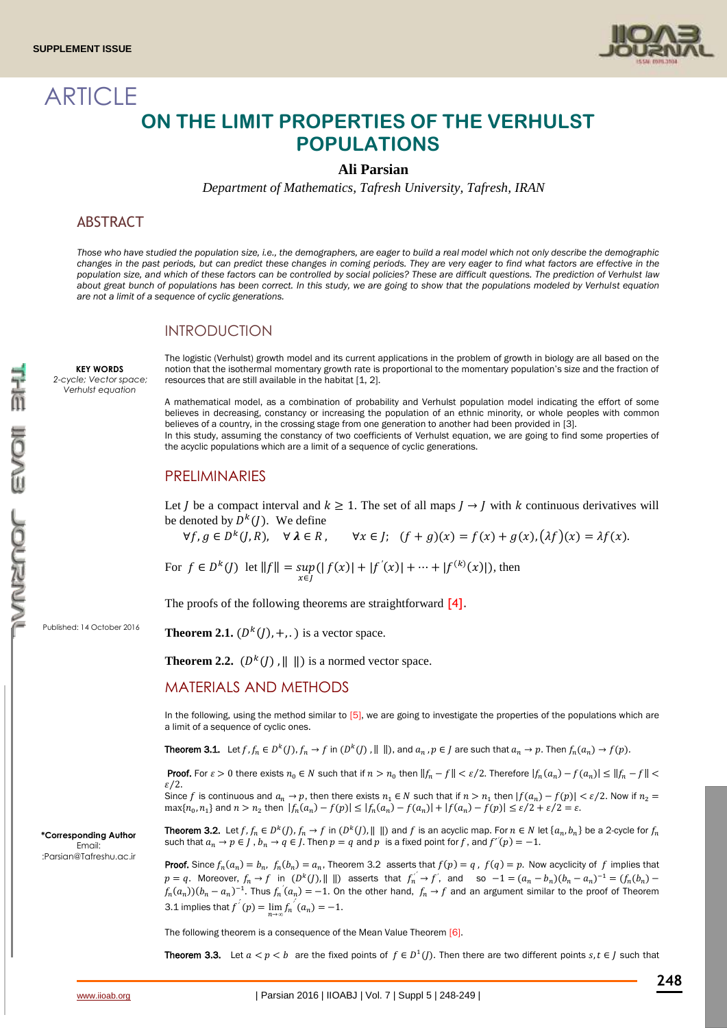ARTICLE

# ON THE LIMIT PROPERTIES OF THE VERHULST POPULATIONS

**Ali Parsian**

*Department of Mathematics, Tafresh University, Tafresh, IRAN*

## ABSTRACT

*Those who have studied the population size, i.e., the demographers, are eager to build a real model which not only describe the demographic changes in the past periods, but can predict these changes in coming periods. They are very eager to find what factors are effective in the population size, and which of these factors can be controlled by social policies? These are difficult questions. The prediction of Verhulst law about great bunch of populations has been correct. In this study, we are going to show that the populations modeled by Verhulst equation are not a limit of a sequence of cyclic generations.*

**KEY WORDS**
*2-cycle; Vector space; Verhulst equation*

Published: 14 October 2016

**\*Corresponding Author**
Email:
:Parsian@Tafreshu.ac.ir

## INTRODUCTION

The logistic (Verhulst) growth model and its current applications in the problem of growth in biology are all based on the notion that the isothermal momentary growth rate is proportional to the momentary population's size and the fraction of resources that are still available in the habitat [1, 2].

A mathematical model, as a combination of probability and Verhulst population model indicating the effort of some believes in decreasing, constancy or increasing the population of an ethnic minority, or whole peoples with common believes of a country, in the crossing stage from one generation to another had been provided in [3].
In this study, assuming the constancy of two coefficients of Verhulst equation, we are going to find some properties of the acyclic populations which are a limit of a sequence of cyclic generations.

## PRELIMINARIES

Let $J$ be a compact interval and $k \geq 1$. The set of all maps $J \to J$ with $k$ continuous derivatives will be denoted by $D^k(J)$. We define

$$\forall f, g \in D^k(J, R), \quad \forall \lambda \in R, \quad \forall x \in J; \ \ (f+g)(x) = f(x) + g(x), (\lambda f)(x) = \lambda f(x).$$

For $f \in D^k(J)$ let $\|f\| = \sup_{x \in J}(|f(x)| + |f'(x)| + \cdots + |f^{(k)}(x)|)$, then

The proofs of the following theorems are straightforward [4].

**Theorem 2.1.** $(D^k(J), +, .)$ is a vector space.

**Theorem 2.2.** $(D^k(J), \| \ \|)$ is a normed vector space.

## MATERIALS AND METHODS

In the following, using the method similar to [5], we are going to investigate the properties of the populations which are a limit of a sequence of cyclic ones.

**Theorem 3.1.** Let $f, f_n \in D^k(J)$, $f_n \to f$ in $(D^k(J), \| \ \|)$, and $a_n, p \in J$ are such that $a_n \to p$. Then $f_n(a_n) \to f(p)$.

**Proof.** For $\varepsilon > 0$ there exists $n_0 \in N$ such that if $n > n_0$ then $\|f_n - f\| < \varepsilon/2$. Therefore $|f_n(a_n) - f(a_n)| \leq \|f_n - f\| < \varepsilon/2$.
Since $f$ is continuous and $a_n \to p$, then there exists $n_1 \in N$ such that if $n > n_1$ then $|f(a_n) - f(p)| < \varepsilon/2$. Now if $n_2 = \max\{n_0, n_1\}$ and $n > n_2$ then $|f_n(a_n) - f(p)| \leq |f_n(a_n) - f(a_n)| + |f(a_n) - f(p)| \leq \varepsilon/2 + \varepsilon/2 = \varepsilon$.

**Theorem 3.2.** Let $f, f_n \in D^k(J)$, $f_n \to f$ in $(D^k(J), \| \ \|)$ and $f$ is an acyclic map. For $n \in N$ let $\{a_n, b_n\}$ be a 2-cycle for $f_n$ such that $a_n \to p \in J$, $b_n \to q \in J$. Then $p = q$ and $p$ is a fixed point for $f$, and $f'(p) = -1$.

**Proof.** Since $f_n(a_n) = b_n$, $f_n(b_n) = a_n$, Theorem 3.2 asserts that $f(p) = q$, $f(q) = p$. Now acyclicity of $f$ implies that $p = q$. Moreover, $f_n \to f$ in $(D^k(J), \| \ \|)$ asserts that $f_n' \to f'$, and so $-1 = (a_n - b_n)(b_n - a_n)^{-1} = (f_n(b_n) - f_n(a_n))(b_n - a_n)^{-1}$. Thus $f_n'(a_n) = -1$. On the other hand, $f_n \to f$ and an argument similar to the proof of Theorem 3.1 implies that $f'(p) = \lim_{n \to \infty} f_n'(a_n) = -1$.

The following theorem is a consequence of the Mean Value Theorem [6].

**Theorem 3.3.** Let $a < p < b$ are the fixed points of $f \in D^1(J)$. Then there are two different points $s, t \in J$ such that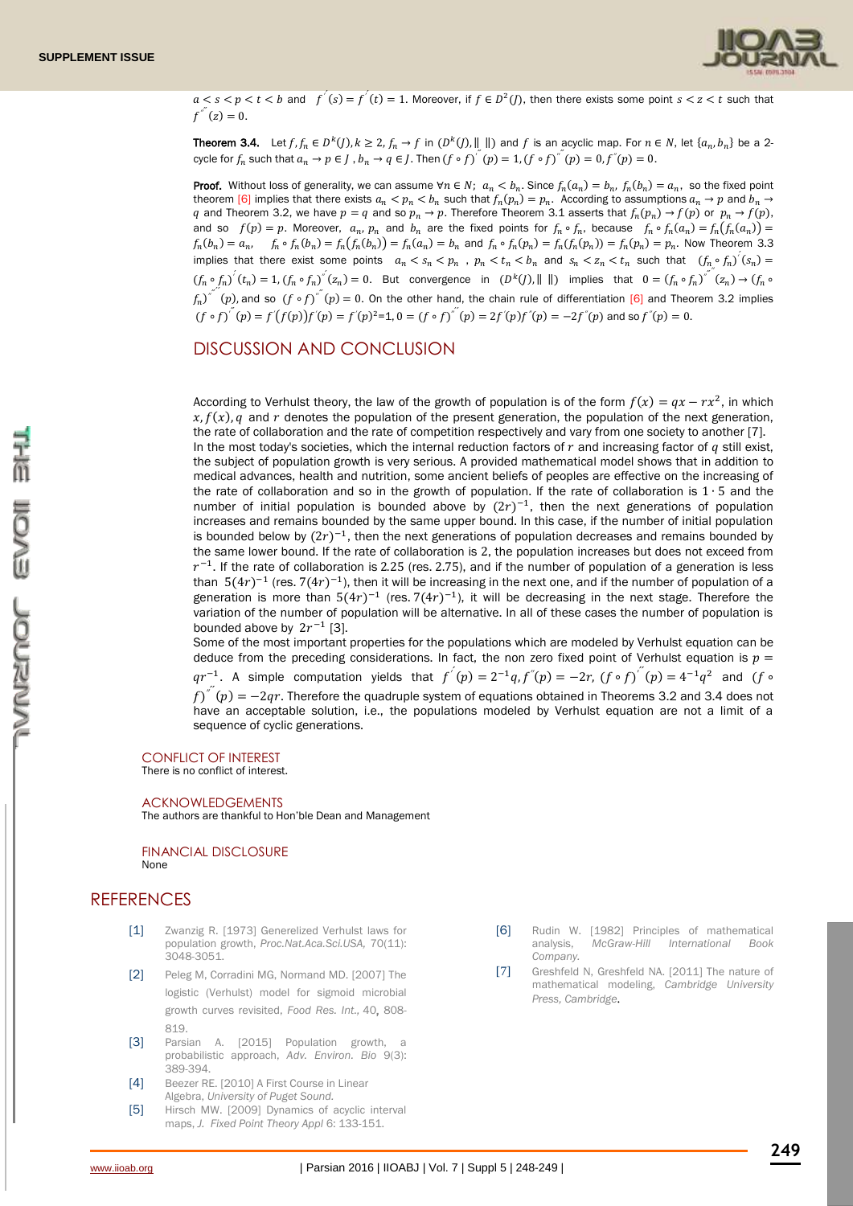$a < s < p < t < b$ and $f'(s) = f'(t) = 1$. Moreover, if $f \in D^2(J)$, then there exists some point $s < z < t$ such that $f''(z) = 0$.

**Theorem 3.4.** Let $f, f_n \in D^k(J), k \geq 2, f_n \to f$ in $(D^k(J), \| \ \|)$ and $f$ is an acyclic map. For $n \in N$, let $\{a_n, b_n\}$ be a 2-cycle for $f_n$ such that $a_n \to p \in J$ , $b_n \to q \in J$. Then $(f \circ f)'(p) = 1, (f \circ f)''(p) = 0, f''(p) = 0$.

**Proof.** Without loss of generality, we can assume $\forall n \in N;\ a_n < b_n$. Since $f_n(a_n) = b_n,\ f_n(b_n) = a_n$, so the fixed point theorem [6] implies that there exists $a_n < p_n < b_n$ such that $f_n(p_n) = p_n$. According to assumptions $a_n \to p$ and $b_n \to q$ and Theorem 3.2, we have $p = q$ and so $p_n \to p$. Therefore Theorem 3.1 asserts that $f_n(p_n) \to f(p)$ or $p_n \to f(p)$, and so $f(p) = p$. Moreover, $a_n, p_n$ and $b_n$ are the fixed points for $f_n \circ f_n$, because $f_n \circ f_n(a_n) = f_n(f_n(a_n)) = f_n(b_n) = a_n$, $f_n \circ f_n(b_n) = f_n(f_n(b_n)) = f_n(a_n) = b_n$ and $f_n \circ f_n(p_n) = f_n(f_n(p_n)) = f_n(p_n) = p_n$. Now Theorem 3.3 implies that there exist some points $a_n < s_n < p_n$ , $p_n < t_n < b_n$ and $s_n < z_n < t_n$ such that $(f_n \circ f_n)'(s_n) = (f_n \circ f_n)'(t_n) = 1, (f_n \circ f_n)''(z_n) = 0$. But convergence in $(D^k(J), \| \ \|)$ implies that $0 = (f_n \circ f_n)''(z_n) \to (f_n \circ f_n)''(p)$, and so $(f \circ f)''(p) = 0$. On the other hand, the chain rule of differentiation [6] and Theorem 3.2 implies $(f \circ f)'(p) = f'(f(p))f'(p) = f'(p)^2 = 1, 0 = (f \circ f)''(p) = 2f'(p)f''(p) = -2f''(p)$ and so $f''(p) = 0$.

## DISCUSSION AND CONCLUSION

According to Verhulst theory, the law of the growth of population is of the form $f(x) = qx - rx^2$, in which $x, f(x), q$ and $r$ denotes the population of the present generation, the population of the next generation, the rate of collaboration and the rate of competition respectively and vary from one society to another [7].

In the most today's societies, which the internal reduction factors of $r$ and increasing factor of $q$ still exist, the subject of population growth is very serious. A provided mathematical model shows that in addition to medical advances, health and nutrition, some ancient beliefs of peoples are effective on the increasing of the rate of collaboration and so in the growth of population. If the rate of collaboration is $1 \cdot 5$ and the number of initial population is bounded above by $(2r)^{-1}$, then the next generations of population increases and remains bounded by the same upper bound. In this case, if the number of initial population is bounded below by $(2r)^{-1}$, then the next generations of population decreases and remains bounded by the same lower bound. If the rate of collaboration is 2, the population increases but does not exceed from $r^{-1}$. If the rate of collaboration is 2.25 (res. 2.75), and if the number of population of a generation is less than $5(4r)^{-1}$ (res. $7(4r)^{-1}$), then it will be increasing in the next one, and if the number of population of a generation is more than $5(4r)^{-1}$ (res. $7(4r)^{-1}$), it will be decreasing in the next stage. Therefore the variation of the number of population will be alternative. In all of these cases the number of population is bounded above by $2r^{-1}$ [3].

Some of the most important properties for the populations which are modeled by Verhulst equation can be deduce from the preceding considerations. In fact, the non zero fixed point of Verhulst equation is $p = qr^{-1}$. A simple computation yields that $f'(p) = 2^{-1}q, f''(p) = -2r, (f \circ f)'(p) = 4^{-1}q^2$ and $(f \circ f)''(p) = -2qr$. Therefore the quadruple system of equations obtained in Theorems 3.2 and 3.4 does not have an acceptable solution, i.e., the populations modeled by Verhulst equation are not a limit of a sequence of cyclic generations.

### CONFLICT OF INTEREST

There is no conflict of interest.

### ACKNOWLEDGEMENTS

The authors are thankful to Hon'ble Dean and Management

### FINANCIAL DISCLOSURE

None

## REFERENCES

[1] Zwanzig R. [1973] Generelized Verhulst laws for population growth, *Proc.Nat.Aca.Sci.USA,* 70(11): 3048-3051.

[2] Peleg M, Corradini MG, Normand MD. [2007] The logistic (Verhulst) model for sigmoid microbial growth curves revisited, *Food Res. Int.,* 40, 808-819.

[3] Parsian A. [2015] Population growth, a probabilistic approach, *Adv. Environ. Bio* 9(3): 389-394.

[4] Beezer RE. [2010] A First Course in Linear Algebra, *University of Puget Sound.*

[5] Hirsch MW. [2009] Dynamics of acyclic interval maps, *J. Fixed Point Theory Appl* 6: 133-151.

[6] Rudin W. [1982] Principles of mathematical analysis, *McGraw-Hill International Book Company.*

[7] Greshfeld N, Greshfeld NA. [2011] The nature of mathematical modeling, *Cambridge University Press, Cambridge*.